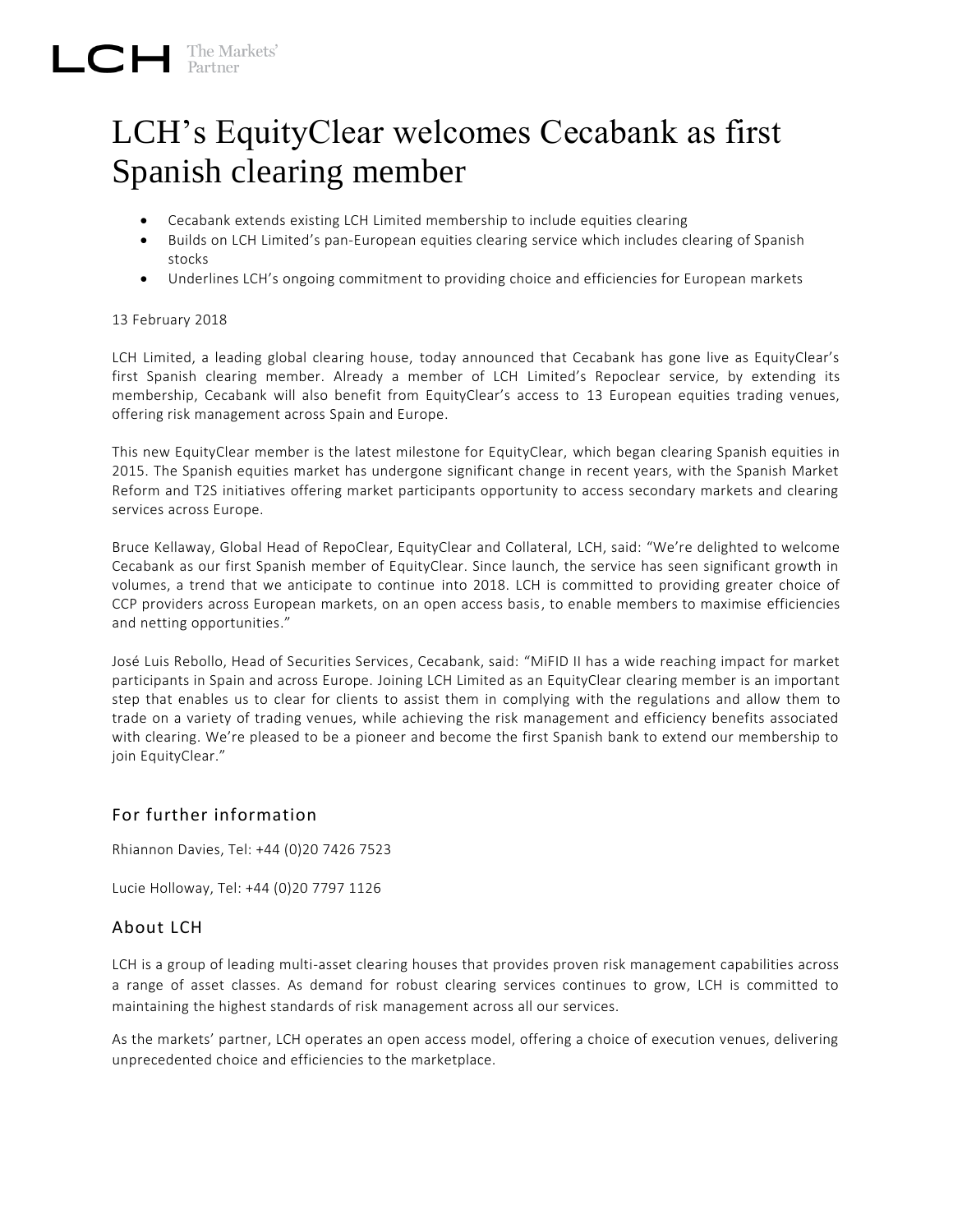LCH The Markets' Partner

# LCH's EquityClear welcomes Cecabank as first Spanish clearing member

- Cecabank extends existing LCH Limited membership to include equities clearing
- Builds on LCH Limited's pan-European equities clearing service which includes clearing of Spanish stocks
- Underlines LCH's ongoing commitment to providing choice and efficiencies for European markets

13 February 2018

LCH Limited, a leading global clearing house, today announced that Cecabank has gone live as EquityClear's first Spanish clearing member. Already a member of LCH Limited's Repoclear service, by extending its membership, Cecabank will also benefit from EquityClear's access to 13 European equities trading venues, offering risk management across Spain and Europe.

This new EquityClear member is the latest milestone for EquityClear, which began clearing Spanish equities in 2015. The Spanish equities market has undergone significant change in recent years, with the Spanish Market Reform and T2S initiatives offering market participants opportunity to access secondary markets and clearing services across Europe.

Bruce Kellaway, Global Head of RepoClear, EquityClear and Collateral, LCH, said: "We're delighted to welcome Cecabank as our first Spanish member of EquityClear. Since launch, the service has seen significant growth in volumes, a trend that we anticipate to continue into 2018. LCH is committed to providing greater choice of CCP providers across European markets, on an open access basis, to enable members to maximise efficiencies and netting opportunities."

José Luis Rebollo, Head of Securities Services, Cecabank, said: "MiFID II has a wide reaching impact for market participants in Spain and across Europe. Joining LCH Limited as an EquityClear clearing member is an important step that enables us to clear for clients to assist them in complying with the regulations and allow them to trade on a variety of trading venues, while achieving the risk management and efficiency benefits associated with clearing. We're pleased to be a pioneer and become the first Spanish bank to extend our membership to join EquityClear."

## For further information

Rhiannon Davies, Tel: +44 (0)20 7426 7523

Lucie Holloway, Tel: +44 (0)20 7797 1126

## About LCH

LCH is a group of leading multi-asset clearing houses that provides proven risk management capabilities across a range of asset classes. As demand for robust clearing services continues to grow, LCH is committed to maintaining the highest standards of risk management across all our services.

As the markets' partner, LCH operates an open access model, offering a choice of execution venues, delivering unprecedented choice and efficiencies to the marketplace.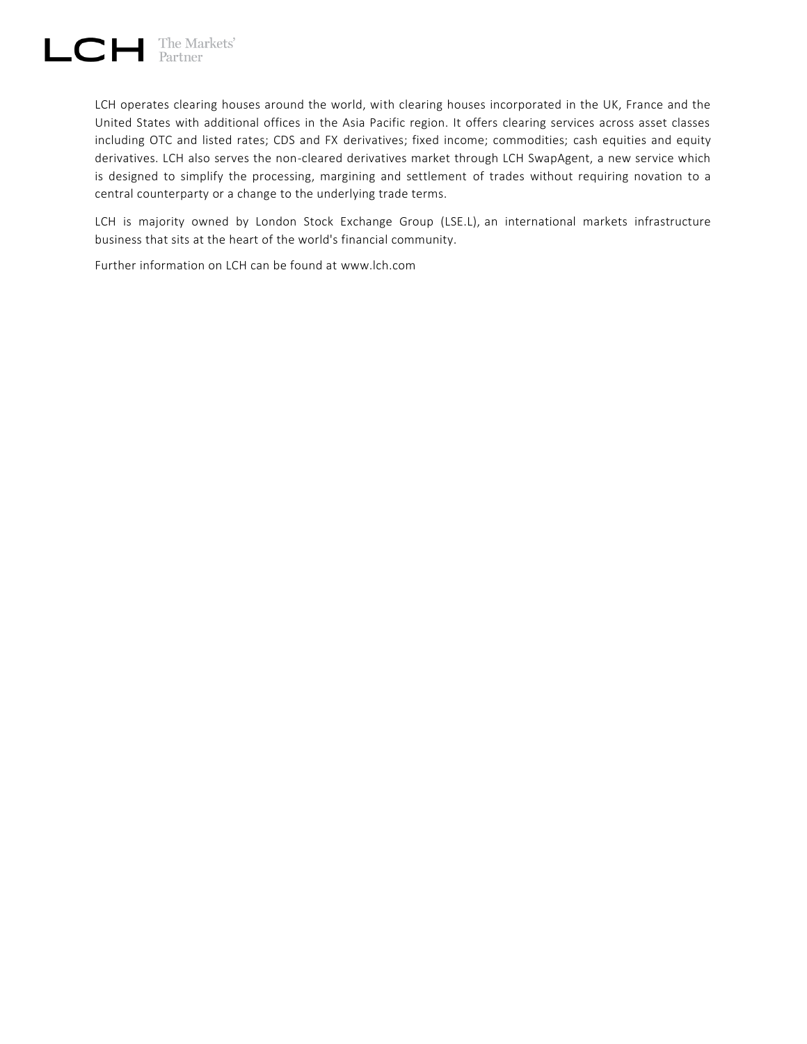LCH operates clearing houses around the world, with clearing houses incorporated in the UK, France and the United States with additional offices in the Asia Pacific region. It offers clearing services across asset classes including OTC and listed rates; CDS and FX derivatives; fixed income; commodities; cash equities and equity derivatives. LCH also serves the non-cleared derivatives market through LCH SwapAgent, a new service which is designed to simplify the processing, margining and settlement of trades without requiring novation to a central counterparty or a change to the underlying trade terms.

LCH is majority owned by London Stock Exchange Group (LSE.L), an international markets infrastructure business that sits at the heart of the world's financial community.

Further information on LCH can be found at www.lch.com